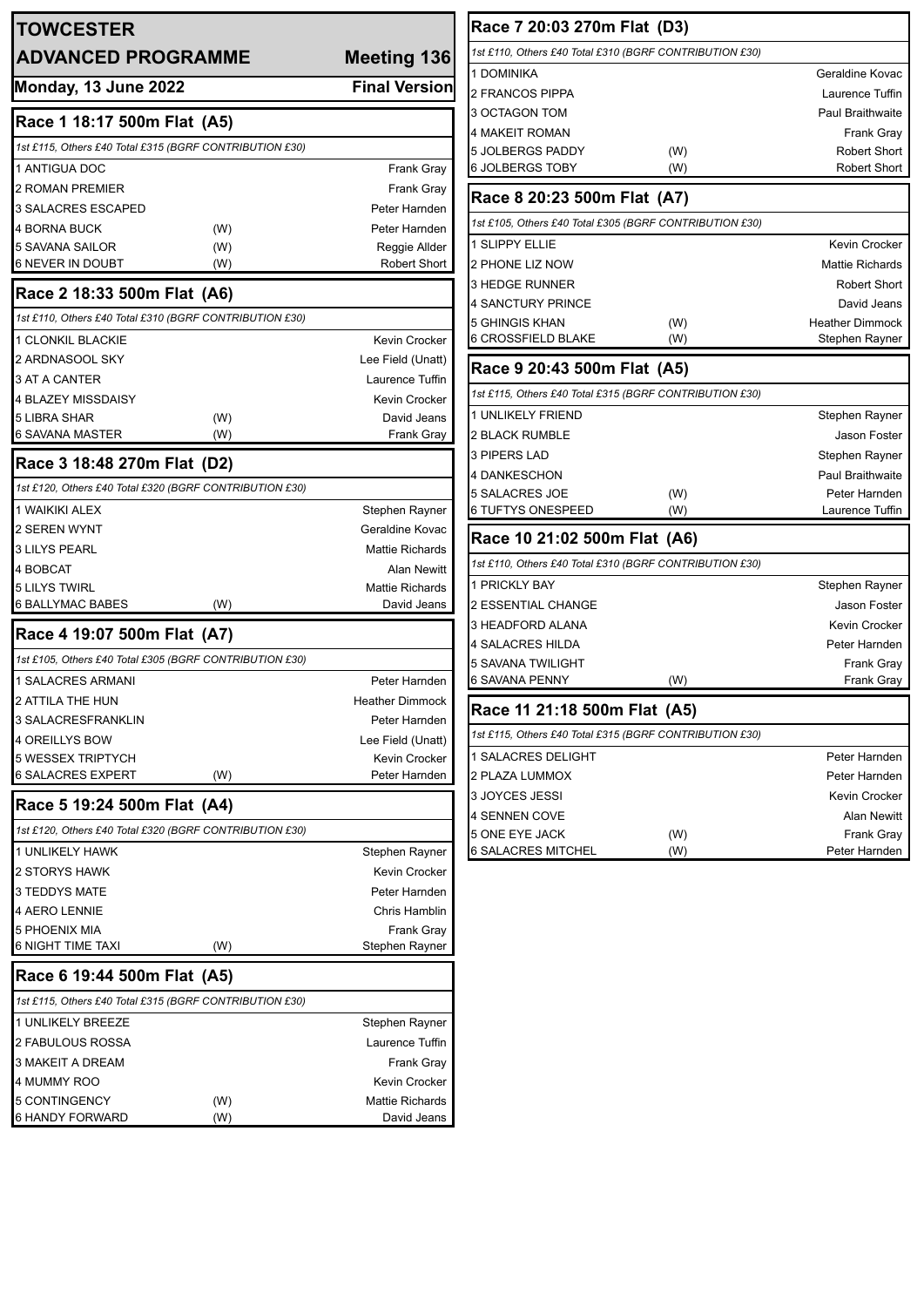# TOWCESTER

## ADVANCED PROGRAMME — Meeting 136

**Monday, 13 June 2022** — **Final Version**

### Race 1 18:17 500m Flat (A5)

*1st £115, Others £40 Total £315 (BGRF CONTRIBUTION £30)*

| Trap / Dog | | Trainer |
|---|---|---|
| 1 ANTIGUA DOC | | Frank Gray |
| 2 ROMAN PREMIER | | Frank Gray |
| 3 SALACRES ESCAPED | | Peter Harnden |
| 4 BORNA BUCK | (W) | Peter Harnden |
| 5 SAVANA SAILOR | (W) | Reggie Allder |
| 6 NEVER IN DOUBT | (W) | Robert Short |

### Race 2 18:33 500m Flat (A6)

*1st £110, Others £40 Total £310 (BGRF CONTRIBUTION £30)*

| Trap / Dog | | Trainer |
|---|---|---|
| 1 CLONKIL BLACKIE | | Kevin Crocker |
| 2 ARDNASOOL SKY | | Lee Field (Unatt) |
| 3 AT A CANTER | | Laurence Tuffin |
| 4 BLAZEY MISSDAISY | | Kevin Crocker |
| 5 LIBRA SHAR | (W) | David Jeans |
| 6 SAVANA MASTER | (W) | Frank Gray |

### Race 3 18:48 270m Flat (D2)

*1st £120, Others £40 Total £320 (BGRF CONTRIBUTION £30)*

| Trap / Dog | | Trainer |
|---|---|---|
| 1 WAIKIKI ALEX | | Stephen Rayner |
| 2 SEREN WYNT | | Geraldine Kovac |
| 3 LILYS PEARL | | Mattie Richards |
| 4 BOBCAT | | Alan Newitt |
| 5 LILYS TWIRL | | Mattie Richards |
| 6 BALLYMAC BABES | (W) | David Jeans |

### Race 4 19:07 500m Flat (A7)

*1st £105, Others £40 Total £305 (BGRF CONTRIBUTION £30)*

| Trap / Dog | | Trainer |
|---|---|---|
| 1 SALACRES ARMANI | | Peter Harnden |
| 2 ATTILA THE HUN | | Heather Dimmock |
| 3 SALACRESFRANKLIN | | Peter Harnden |
| 4 OREILLYS BOW | | Lee Field (Unatt) |
| 5 WESSEX TRIPTYCH | | Kevin Crocker |
| 6 SALACRES EXPERT | (W) | Peter Harnden |

### Race 5 19:24 500m Flat (A4)

*1st £120, Others £40 Total £320 (BGRF CONTRIBUTION £30)*

| Trap / Dog | | Trainer |
|---|---|---|
| 1 UNLIKELY HAWK | | Stephen Rayner |
| 2 STORYS HAWK | | Kevin Crocker |
| 3 TEDDYS MATE | | Peter Harnden |
| 4 AERO LENNIE | | Chris Hamblin |
| 5 PHOENIX MIA | | Frank Gray |
| 6 NIGHT TIME TAXI | (W) | Stephen Rayner |

### Race 6 19:44 500m Flat (A5)

*1st £115, Others £40 Total £315 (BGRF CONTRIBUTION £30)*

| Trap / Dog | | Trainer |
|---|---|---|
| 1 UNLIKELY BREEZE | | Stephen Rayner |
| 2 FABULOUS ROSSA | | Laurence Tuffin |
| 3 MAKEIT A DREAM | | Frank Gray |
| 4 MUMMY ROO | | Kevin Crocker |
| 5 CONTINGENCY | (W) | Mattie Richards |
| 6 HANDY FORWARD | (W) | David Jeans |

### Race 7 20:03 270m Flat (D3)

*1st £110, Others £40 Total £310 (BGRF CONTRIBUTION £30)*

| Trap / Dog | | Trainer |
|---|---|---|
| 1 DOMINIKA | | Geraldine Kovac |
| 2 FRANCOS PIPPA | | Laurence Tuffin |
| 3 OCTAGON TOM | | Paul Braithwaite |
| 4 MAKEIT ROMAN | | Frank Gray |
| 5 JOLBERGS PADDY | (W) | Robert Short |
| 6 JOLBERGS TOBY | (W) | Robert Short |

### Race 8 20:23 500m Flat (A7)

*1st £105, Others £40 Total £305 (BGRF CONTRIBUTION £30)*

| Trap / Dog | | Trainer |
|---|---|---|
| 1 SLIPPY ELLIE | | Kevin Crocker |
| 2 PHONE LIZ NOW | | Mattie Richards |
| 3 HEDGE RUNNER | | Robert Short |
| 4 SANCTURY PRINCE | | David Jeans |
| 5 GHINGIS KHAN | (W) | Heather Dimmock |
| 6 CROSSFIELD BLAKE | (W) | Stephen Rayner |

### Race 9 20:43 500m Flat (A5)

*1st £115, Others £40 Total £315 (BGRF CONTRIBUTION £30)*

| Trap / Dog | | Trainer |
|---|---|---|
| 1 UNLIKELY FRIEND | | Stephen Rayner |
| 2 BLACK RUMBLE | | Jason Foster |
| 3 PIPERS LAD | | Stephen Rayner |
| 4 DANKESCHON | | Paul Braithwaite |
| 5 SALACRES JOE | (W) | Peter Harnden |
| 6 TUFTYS ONESPEED | (W) | Laurence Tuffin |

### Race 10 21:02 500m Flat (A6)

*1st £110, Others £40 Total £310 (BGRF CONTRIBUTION £30)*

| Trap / Dog | | Trainer |
|---|---|---|
| 1 PRICKLY BAY | | Stephen Rayner |
| 2 ESSENTIAL CHANGE | | Jason Foster |
| 3 HEADFORD ALANA | | Kevin Crocker |
| 4 SALACRES HILDA | | Peter Harnden |
| 5 SAVANA TWILIGHT | | Frank Gray |
| 6 SAVANA PENNY | (W) | Frank Gray |

### Race 11 21:18 500m Flat (A5)

*1st £115, Others £40 Total £315 (BGRF CONTRIBUTION £30)*

| Trap / Dog | | Trainer |
|---|---|---|
| 1 SALACRES DELIGHT | | Peter Harnden |
| 2 PLAZA LUMMOX | | Peter Harnden |
| 3 JOYCES JESSI | | Kevin Crocker |
| 4 SENNEN COVE | | Alan Newitt |
| 5 ONE EYE JACK | (W) | Frank Gray |
| 6 SALACRES MITCHEL | (W) | Peter Harnden |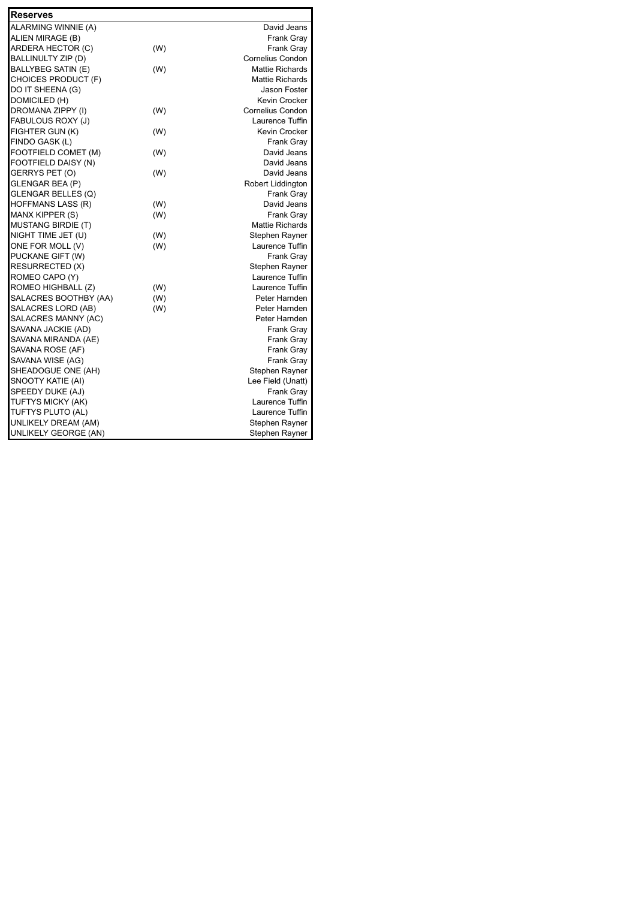| Reserves | | |
|---|---|---|
| ALARMING WINNIE (A) | | David Jeans |
| ALIEN MIRAGE (B) | | Frank Gray |
| ARDERA HECTOR (C) | (W) | Frank Gray |
| BALLINULTY ZIP (D) | | Cornelius Condon |
| BALLYBEG SATIN (E) | (W) | Mattie Richards |
| CHOICES PRODUCT (F) | | Mattie Richards |
| DO IT SHEENA (G) | | Jason Foster |
| DOMICILED (H) | | Kevin Crocker |
| DROMANA ZIPPY (I) | (W) | Cornelius Condon |
| FABULOUS ROXY (J) | | Laurence Tuffin |
| FIGHTER GUN (K) | (W) | Kevin Crocker |
| FINDO GASK (L) | | Frank Gray |
| FOOTFIELD COMET (M) | (W) | David Jeans |
| FOOTFIELD DAISY (N) | | David Jeans |
| GERRYS PET (O) | (W) | David Jeans |
| GLENGAR BEA (P) | | Robert Liddington |
| GLENGAR BELLES (Q) | | Frank Gray |
| HOFFMANS LASS (R) | (W) | David Jeans |
| MANX KIPPER (S) | (W) | Frank Gray |
| MUSTANG BIRDIE (T) | | Mattie Richards |
| NIGHT TIME JET (U) | (W) | Stephen Rayner |
| ONE FOR MOLL (V) | (W) | Laurence Tuffin |
| PUCKANE GIFT (W) | | Frank Gray |
| RESURRECTED (X) | | Stephen Rayner |
| ROMEO CAPO (Y) | | Laurence Tuffin |
| ROMEO HIGHBALL (Z) | (W) | Laurence Tuffin |
| SALACRES BOOTHBY (AA) | (W) | Peter Harnden |
| SALACRES LORD (AB) | (W) | Peter Harnden |
| SALACRES MANNY (AC) | | Peter Harnden |
| SAVANA JACKIE (AD) | | Frank Gray |
| SAVANA MIRANDA (AE) | | Frank Gray |
| SAVANA ROSE (AF) | | Frank Gray |
| SAVANA WISE (AG) | | Frank Gray |
| SHEADOGUE ONE (AH) | | Stephen Rayner |
| SNOOTY KATIE (AI) | | Lee Field (Unatt) |
| SPEEDY DUKE (AJ) | | Frank Gray |
| TUFTYS MICKY (AK) | | Laurence Tuffin |
| TUFTYS PLUTO (AL) | | Laurence Tuffin |
| UNLIKELY DREAM (AM) | | Stephen Rayner |
| UNLIKELY GEORGE (AN) | | Stephen Rayner |